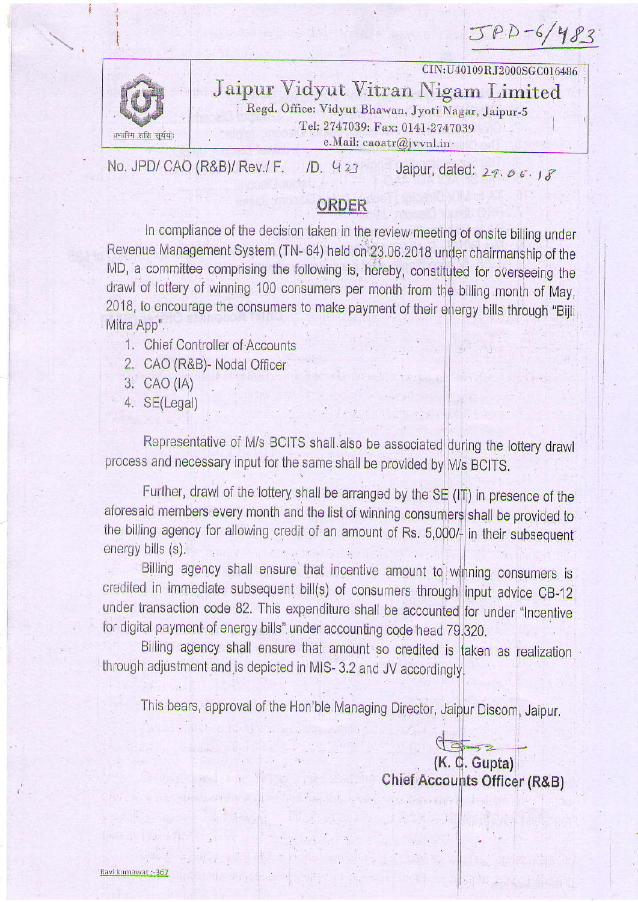JPD-6/483

CIN:U40109RJ2000SGC016486

# Jaipur Vidyut Vitran Nigam Limited

Regd. Office: Vidyut Bhawan, Jyoti Nagar, Jaipur-5
Tel: 2747039: Fax: 0141-2747039
e.Mail: caoatr@jvvnl.in

प्रभासि शशि सूर्ययो:

No. JPD/ CAO (R&B)/ Rev./ F. /D. 423 Jaipur, dated: 29.06.18

## ORDER

In compliance of the decision taken in the review meeting of onsite billing under Revenue Management System (TN- 64) held on 23.06.2018 under chairmanship of the MD, a committee comprising the following is, hereby, constituted for overseeing the drawl of lottery of winning 100 consumers per month from the billing month of May, 2018, to encourage the consumers to make payment of their energy bills through "Bijli Mitra App".

1. Chief Controller of Accounts
2. CAO (R&B)- Nodal Officer
3. CAO (IA)
4. SE(Legal)

Representative of M/s BCITS shall also be associated during the lottery drawl process and necessary input for the same shall be provided by M/s BCITS.

Further, drawl of the lottery shall be arranged by the SE (IT) in presence of the aforesaid members every month and the list of winning consumers shall be provided to the billing agency for allowing credit of an amount of Rs. 5,000/- in their subsequent energy bills (s).

Billing agency shall ensure that incentive amount to winning consumers is credited in immediate subsequent bill(s) of consumers through input advice CB-12 under transaction code 82. This expenditure shall be accounted for under "Incentive for digital payment of energy bills" under accounting code head 79.320.

Billing agency shall ensure that amount so credited is taken as realization through adjustment and is depicted in MIS- 3.2 and JV accordingly.

This bears, approval of the Hon'ble Managing Director, Jaipur Discom, Jaipur.

**(K. C. Gupta)**
**Chief Accounts Officer (R&B)**

Ravi kumawat :-367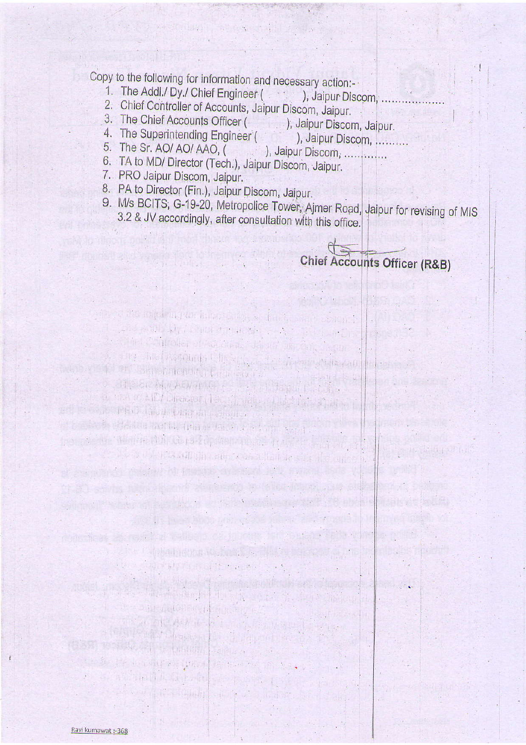Copy to the following for information and necessary action:-

1. The Addl./ Dy./ Chief Engineer ( ), Jaipur Discom, ..................
2. Chief Controller of Accounts, Jaipur Discom, Jaipur.
3. The Chief Accounts Officer ( ), Jaipur Discom, Jaipur.
4. The Superintending Engineer ( ), Jaipur Discom, .........
5. The Sr. AO/ AO/ AAO, ( ), Jaipur Discom, ............
6. TA to MD/ Director (Tech.), Jaipur Discom, Jaipur.
7. PRO Jaipur Discom, Jaipur.
8. PA to Director (Fin.), Jaipur Discom, Jaipur.
9. M/s BCITS, G-19-20, Metropolice Tower, Ajmer Road, Jaipur for revising of MIS 3.2 & JV accordingly, after consultation with this office.

**Chief Accounts Officer (R&B)**

Ravi kumawat :-368